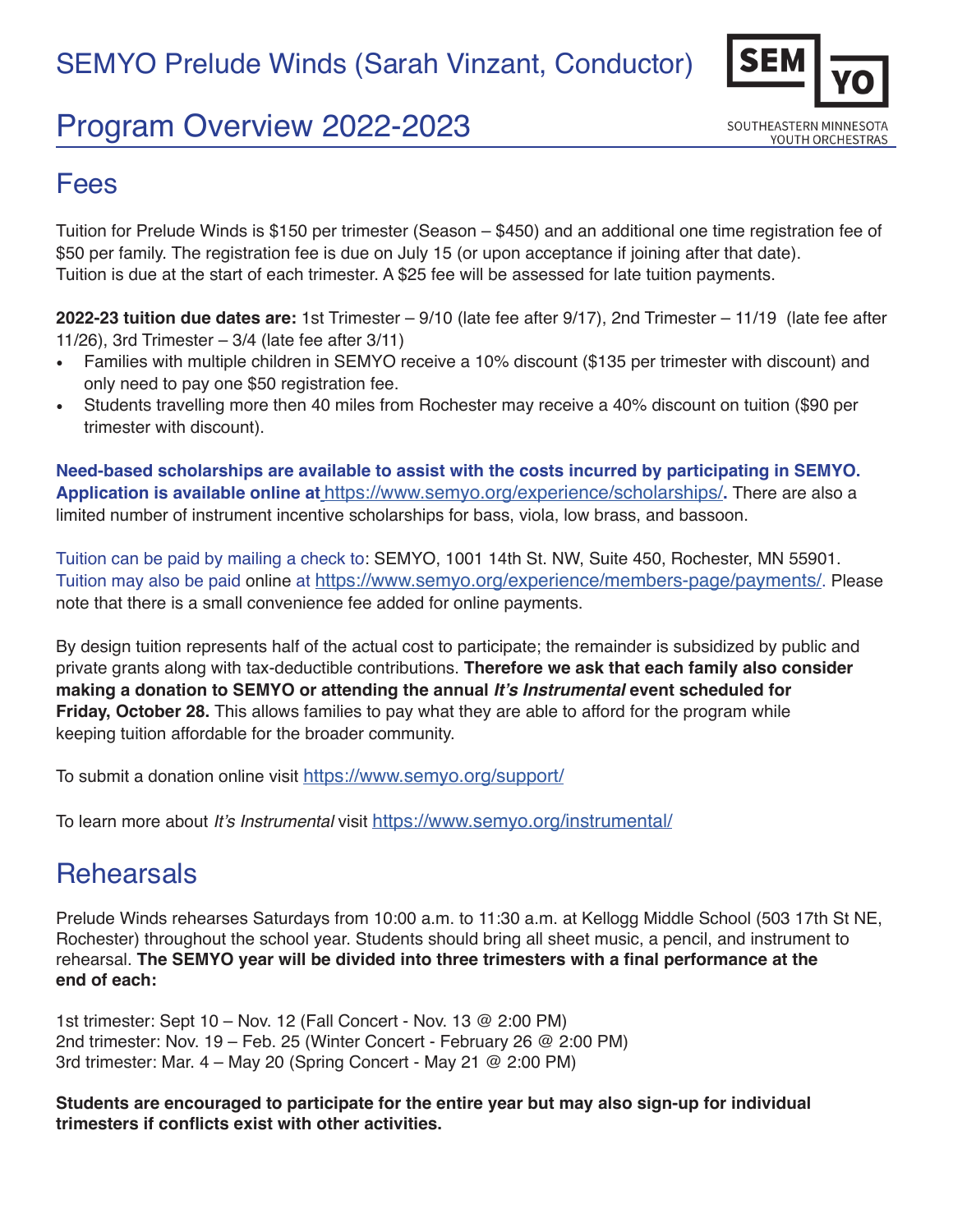# SEMYO Prelude Winds (Sarah Vinzant, Conductor)

# Program Overview 2022-2023

SEMYO

SOUTHEASTERN MINNESOTA YOUTH ORCHESTRAS

## Fees

Tuition for Prelude Winds is $150 per trimester (Season – $450) and an additional one time registration fee of $50 per family. The registration fee is due on July 15 (or upon acceptance if joining after that date). Tuition is due at the start of each trimester. A $25 fee will be assessed for late tuition payments.

**2022-23 tuition due dates are:** 1st Trimester – 9/10 (late fee after 9/17), 2nd Trimester – 11/19 (late fee after 11/26), 3rd Trimester – 3/4 (late fee after 3/11)

- Families with multiple children in SEMYO receive a 10% discount ($135 per trimester with discount) and only need to pay one $50 registration fee.
- Students travelling more then 40 miles from Rochester may receive a 40% discount on tuition ($90 per trimester with discount).

**Need-based scholarships are available to assist with the costs incurred by participating in SEMYO. Application is available online at https://www.semyo.org/experience/scholarships/.** There are also a limited number of instrument incentive scholarships for bass, viola, low brass, and bassoon.

Tuition can be paid by mailing a check to: SEMYO, 1001 14th St. NW, Suite 450, Rochester, MN 55901. Tuition may also be paid online at https://www.semyo.org/experience/members-page/payments/. Please note that there is a small convenience fee added for online payments.

By design tuition represents half of the actual cost to participate; the remainder is subsidized by public and private grants along with tax-deductible contributions. **Therefore we ask that each family also consider making a donation to SEMYO or attending the annual *It's Instrumental* event scheduled for Friday, October 28.** This allows families to pay what they are able to afford for the program while keeping tuition affordable for the broader community.

To submit a donation online visit https://www.semyo.org/support/

To learn more about *It's Instrumental* visit https://www.semyo.org/instrumental/

## Rehearsals

Prelude Winds rehearses Saturdays from 10:00 a.m. to 11:30 a.m. at Kellogg Middle School (503 17th St NE, Rochester) throughout the school year. Students should bring all sheet music, a pencil, and instrument to rehearsal. **The SEMYO year will be divided into three trimesters with a final performance at the end of each:**

1st trimester: Sept 10 – Nov. 12 (Fall Concert - Nov. 13 @ 2:00 PM)
2nd trimester: Nov. 19 – Feb. 25 (Winter Concert - February 26 @ 2:00 PM)
3rd trimester: Mar. 4 – May 20 (Spring Concert - May 21 @ 2:00 PM)

**Students are encouraged to participate for the entire year but may also sign-up for individual trimesters if conflicts exist with other activities.**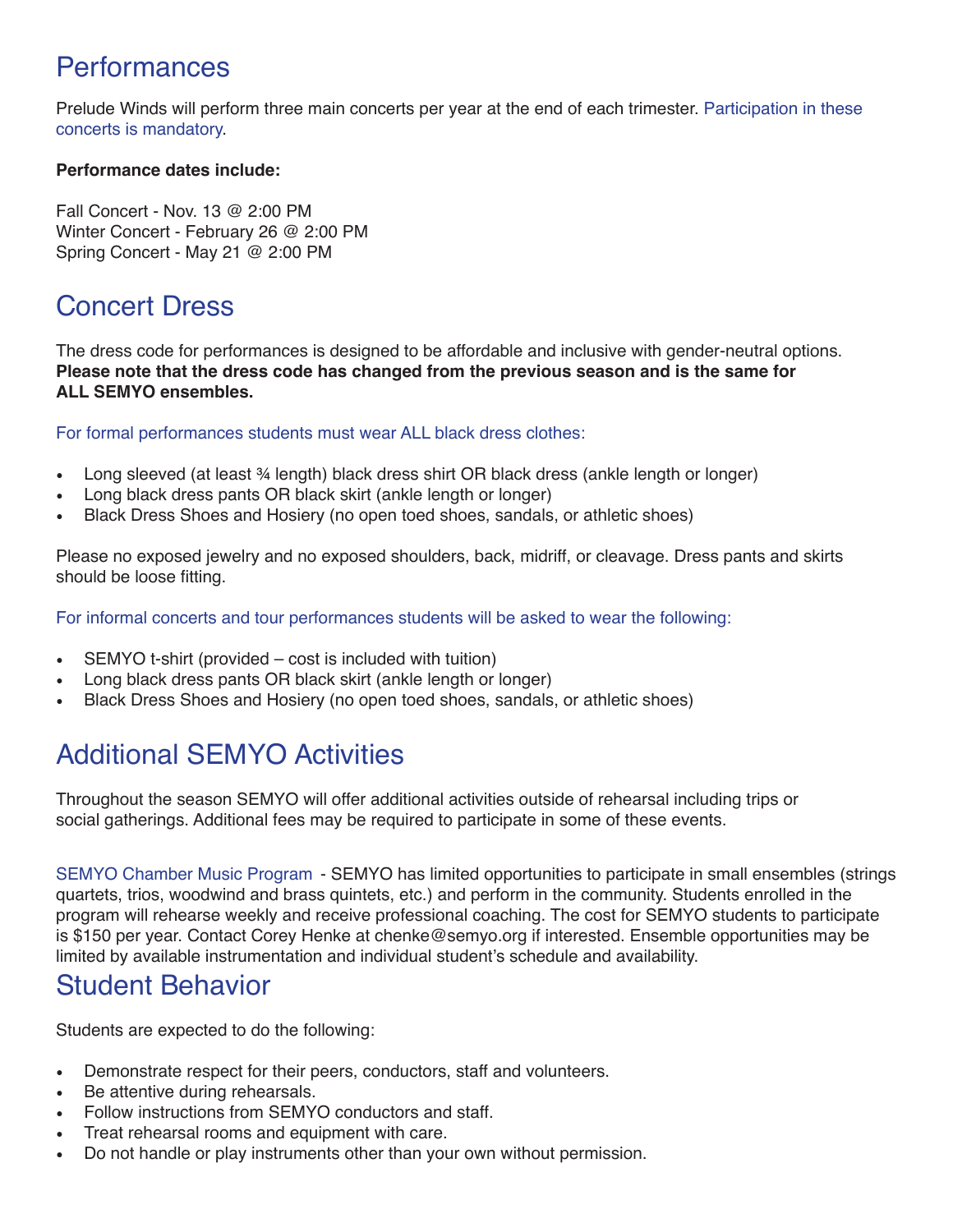## Performances

Prelude Winds will perform three main concerts per year at the end of each trimester. Participation in these concerts is mandatory.

**Performance dates include:**

Fall Concert - Nov. 13 @ 2:00 PM
Winter Concert - February 26 @ 2:00 PM
Spring Concert - May 21 @ 2:00 PM

## Concert Dress

The dress code for performances is designed to be affordable and inclusive with gender-neutral options. **Please note that the dress code has changed from the previous season and is the same for ALL SEMYO ensembles.**

For formal performances students must wear ALL black dress clothes:

- Long sleeved (at least ¾ length) black dress shirt OR black dress (ankle length or longer)
- Long black dress pants OR black skirt (ankle length or longer)
- Black Dress Shoes and Hosiery (no open toed shoes, sandals, or athletic shoes)

Please no exposed jewelry and no exposed shoulders, back, midriff, or cleavage. Dress pants and skirts should be loose fitting.

For informal concerts and tour performances students will be asked to wear the following:

- SEMYO t-shirt (provided – cost is included with tuition)
- Long black dress pants OR black skirt (ankle length or longer)
- Black Dress Shoes and Hosiery (no open toed shoes, sandals, or athletic shoes)

## Additional SEMYO Activities

Throughout the season SEMYO will offer additional activities outside of rehearsal including trips or social gatherings. Additional fees may be required to participate in some of these events.

SEMYO Chamber Music Program - SEMYO has limited opportunities to participate in small ensembles (strings quartets, trios, woodwind and brass quintets, etc.) and perform in the community. Students enrolled in the program will rehearse weekly and receive professional coaching. The cost for SEMYO students to participate is $150 per year. Contact Corey Henke at chenke@semyo.org if interested. Ensemble opportunities may be limited by available instrumentation and individual student's schedule and availability.

## Student Behavior

Students are expected to do the following:

- Demonstrate respect for their peers, conductors, staff and volunteers.
- Be attentive during rehearsals.
- Follow instructions from SEMYO conductors and staff.
- Treat rehearsal rooms and equipment with care.
- Do not handle or play instruments other than your own without permission.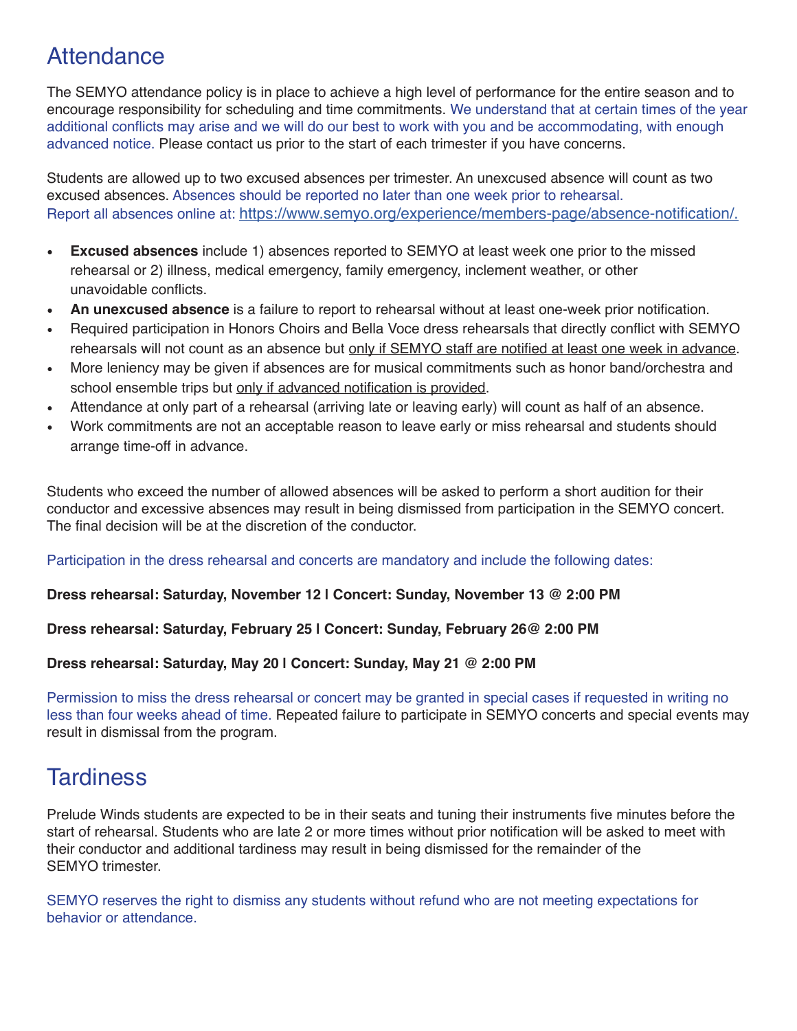# Attendance

The SEMYO attendance policy is in place to achieve a high level of performance for the entire season and to encourage responsibility for scheduling and time commitments. We understand that at certain times of the year additional conflicts may arise and we will do our best to work with you and be accommodating, with enough advanced notice. Please contact us prior to the start of each trimester if you have concerns.

Students are allowed up to two excused absences per trimester. An unexcused absence will count as two excused absences. Absences should be reported no later than one week prior to rehearsal. Report all absences online at: https://www.semyo.org/experience/members-page/absence-notification/.

- **Excused absences** include 1) absences reported to SEMYO at least week one prior to the missed rehearsal or 2) illness, medical emergency, family emergency, inclement weather, or other unavoidable conflicts.
- **An unexcused absence** is a failure to report to rehearsal without at least one-week prior notification.
- Required participation in Honors Choirs and Bella Voce dress rehearsals that directly conflict with SEMYO rehearsals will not count as an absence but only if SEMYO staff are notified at least one week in advance.
- More leniency may be given if absences are for musical commitments such as honor band/orchestra and school ensemble trips but only if advanced notification is provided.
- Attendance at only part of a rehearsal (arriving late or leaving early) will count as half of an absence.
- Work commitments are not an acceptable reason to leave early or miss rehearsal and students should arrange time-off in advance.

Students who exceed the number of allowed absences will be asked to perform a short audition for their conductor and excessive absences may result in being dismissed from participation in the SEMYO concert. The final decision will be at the discretion of the conductor.

Participation in the dress rehearsal and concerts are mandatory and include the following dates:

**Dress rehearsal: Saturday, November 12 | Concert: Sunday, November 13 @ 2:00 PM**

**Dress rehearsal: Saturday, February 25 | Concert: Sunday, February 26@ 2:00 PM**

**Dress rehearsal: Saturday, May 20 | Concert: Sunday, May 21 @ 2:00 PM**

Permission to miss the dress rehearsal or concert may be granted in special cases if requested in writing no less than four weeks ahead of time. Repeated failure to participate in SEMYO concerts and special events may result in dismissal from the program.

# Tardiness

Prelude Winds students are expected to be in their seats and tuning their instruments five minutes before the start of rehearsal. Students who are late 2 or more times without prior notification will be asked to meet with their conductor and additional tardiness may result in being dismissed for the remainder of the SEMYO trimester.

SEMYO reserves the right to dismiss any students without refund who are not meeting expectations for behavior or attendance.